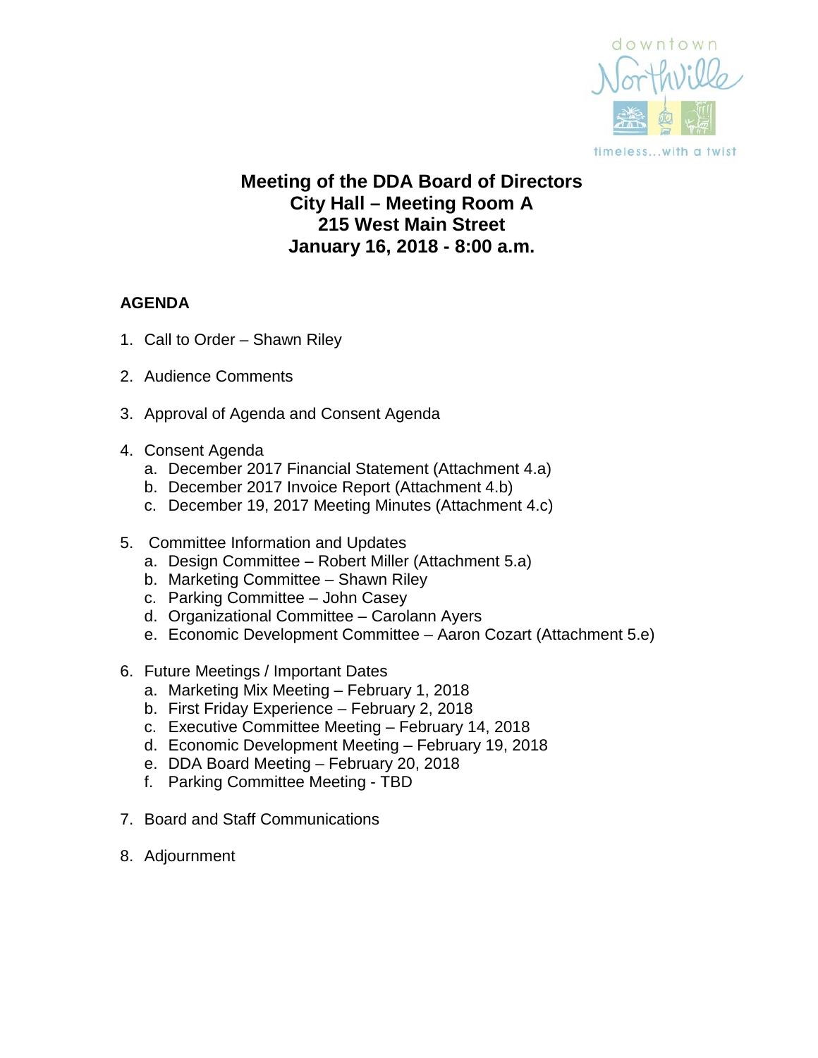downtown Northville

timeless...with a twist

# Meeting of the DDA Board of Directors
# City Hall – Meeting Room A
# 215 West Main Street
# January 16, 2018 - 8:00 a.m.

**AGENDA**

1. Call to Order – Shawn Riley

2. Audience Comments

3. Approval of Agenda and Consent Agenda

4. Consent Agenda
   a. December 2017 Financial Statement (Attachment 4.a)
   b. December 2017 Invoice Report (Attachment 4.b)
   c. December 19, 2017 Meeting Minutes (Attachment 4.c)

5. Committee Information and Updates
   a. Design Committee – Robert Miller (Attachment 5.a)
   b. Marketing Committee – Shawn Riley
   c. Parking Committee – John Casey
   d. Organizational Committee – Carolann Ayers
   e. Economic Development Committee – Aaron Cozart (Attachment 5.e)

6. Future Meetings / Important Dates
   a. Marketing Mix Meeting – February 1, 2018
   b. First Friday Experience – February 2, 2018
   c. Executive Committee Meeting – February 14, 2018
   d. Economic Development Meeting – February 19, 2018
   e. DDA Board Meeting – February 20, 2018
   f. Parking Committee Meeting - TBD

7. Board and Staff Communications

8. Adjournment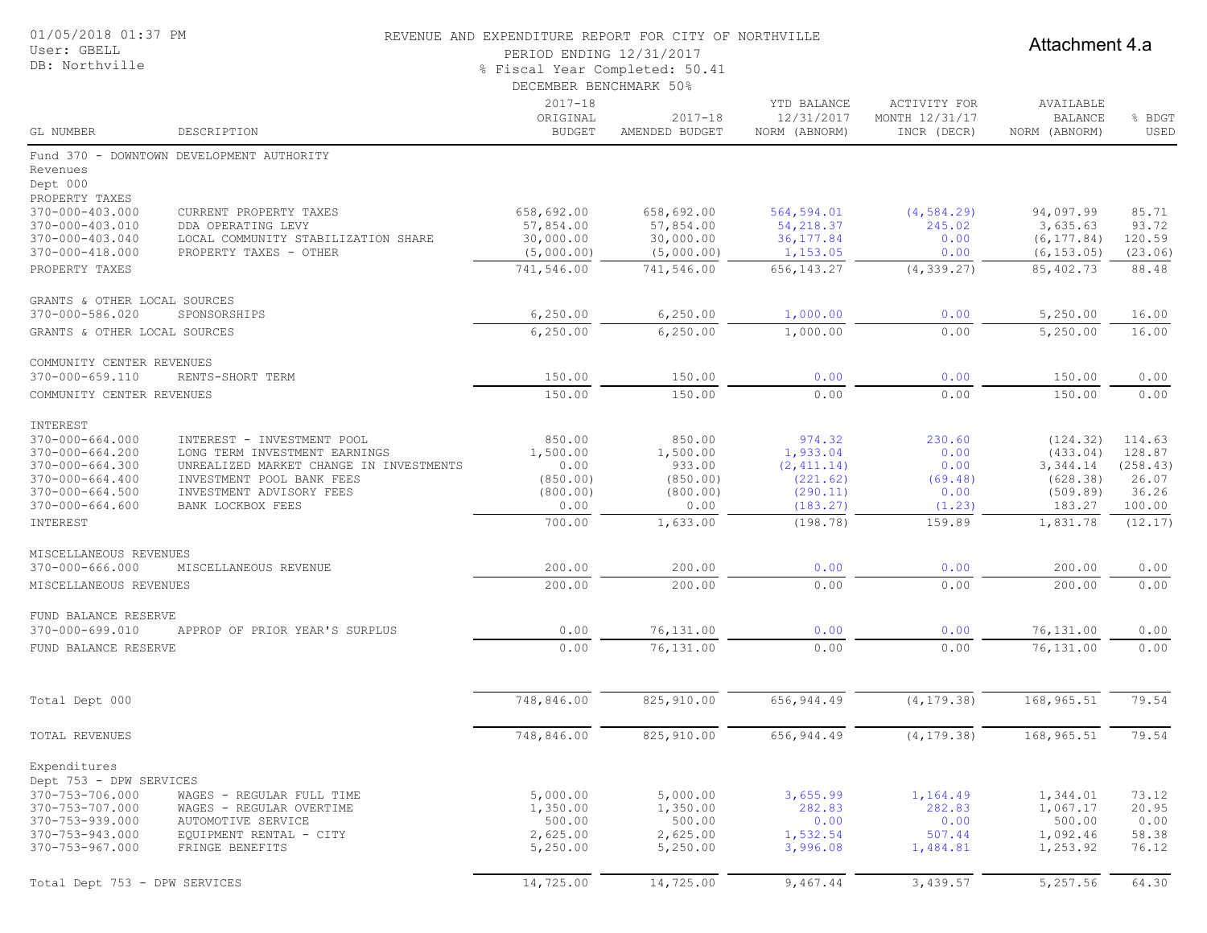01/05/2018 01:37 PM
User: GBELL
DB: Northville

REVENUE AND EXPENDITURE REPORT FOR CITY OF NORTHVILLE
PERIOD ENDING 12/31/2017
% Fiscal Year Completed: 50.41
DECEMBER BENCHMARK 50%

Attachment 4.a

| GL NUMBER | DESCRIPTION | 2017-18 ORIGINAL BUDGET | 2017-18 AMENDED BUDGET | YTD BALANCE 12/31/2017 NORM (ABNORM) | ACTIVITY FOR MONTH 12/31/17 INCR (DECR) | AVAILABLE BALANCE NORM (ABNORM) | % BDGT USED |
|---|---|---|---|---|---|---|---|
| Fund 370 - DOWNTOWN DEVELOPMENT AUTHORITY | | | | | | | |
| Revenues | | | | | | | |
| Dept 000 | | | | | | | |
| PROPERTY TAXES | | | | | | | |
| 370-000-403.000 | CURRENT PROPERTY TAXES | 658,692.00 | 658,692.00 | 564,594.01 | (4,584.29) | 94,097.99 | 85.71 |
| 370-000-403.010 | DDA OPERATING LEVY | 57,854.00 | 57,854.00 | 54,218.37 | 245.02 | 3,635.63 | 93.72 |
| 370-000-403.040 | LOCAL COMMUNITY STABILIZATION SHARE | 30,000.00 | 30,000.00 | 36,177.84 | 0.00 | (6,177.84) | 120.59 |
| 370-000-418.000 | PROPERTY TAXES - OTHER | (5,000.00) | (5,000.00) | 1,153.05 | 0.00 | (6,153.05) | (23.06) |
| PROPERTY TAXES | | 741,546.00 | 741,546.00 | 656,143.27 | (4,339.27) | 85,402.73 | 88.48 |
| GRANTS & OTHER LOCAL SOURCES | | | | | | | |
| 370-000-586.020 | SPONSORSHIPS | 6,250.00 | 6,250.00 | 1,000.00 | 0.00 | 5,250.00 | 16.00 |
| GRANTS & OTHER LOCAL SOURCES | | 6,250.00 | 6,250.00 | 1,000.00 | 0.00 | 5,250.00 | 16.00 |
| COMMUNITY CENTER REVENUES | | | | | | | |
| 370-000-659.110 | RENTS-SHORT TERM | 150.00 | 150.00 | 0.00 | 0.00 | 150.00 | 0.00 |
| COMMUNITY CENTER REVENUES | | 150.00 | 150.00 | 0.00 | 0.00 | 150.00 | 0.00 |
| INTEREST | | | | | | | |
| 370-000-664.000 | INTEREST - INVESTMENT POOL | 850.00 | 850.00 | 974.32 | 230.60 | (124.32) | 114.63 |
| 370-000-664.200 | LONG TERM INVESTMENT EARNINGS | 1,500.00 | 1,500.00 | 1,933.04 | 0.00 | (433.04) | 128.87 |
| 370-000-664.300 | UNREALIZED MARKET CHANGE IN INVESTMENTS | 0.00 | 933.00 | (2,411.14) | 0.00 | 3,344.14 | (258.43) |
| 370-000-664.400 | INVESTMENT POOL BANK FEES | (850.00) | (850.00) | (221.62) | (69.48) | (628.38) | 26.07 |
| 370-000-664.500 | INVESTMENT ADVISORY FEES | (800.00) | (800.00) | (290.11) | 0.00 | (509.89) | 36.26 |
| 370-000-664.600 | BANK LOCKBOX FEES | 0.00 | 0.00 | (183.27) | (1.23) | 183.27 | 100.00 |
| INTEREST | | 700.00 | 1,633.00 | (198.78) | 159.89 | 1,831.78 | (12.17) |
| MISCELLANEOUS REVENUES | | | | | | | |
| 370-000-666.000 | MISCELLANEOUS REVENUE | 200.00 | 200.00 | 0.00 | 0.00 | 200.00 | 0.00 |
| MISCELLANEOUS REVENUES | | 200.00 | 200.00 | 0.00 | 0.00 | 200.00 | 0.00 |
| FUND BALANCE RESERVE | | | | | | | |
| 370-000-699.010 | APPROP OF PRIOR YEAR'S SURPLUS | 0.00 | 76,131.00 | 0.00 | 0.00 | 76,131.00 | 0.00 |
| FUND BALANCE RESERVE | | 0.00 | 76,131.00 | 0.00 | 0.00 | 76,131.00 | 0.00 |
| Total Dept 000 | | 748,846.00 | 825,910.00 | 656,944.49 | (4,179.38) | 168,965.51 | 79.54 |
| TOTAL REVENUES | | 748,846.00 | 825,910.00 | 656,944.49 | (4,179.38) | 168,965.51 | 79.54 |
| Expenditures | | | | | | | |
| Dept 753 - DPW SERVICES | | | | | | | |
| 370-753-706.000 | WAGES - REGULAR FULL TIME | 5,000.00 | 5,000.00 | 3,655.99 | 1,164.49 | 1,344.01 | 73.12 |
| 370-753-707.000 | WAGES - REGULAR OVERTIME | 1,350.00 | 1,350.00 | 282.83 | 282.83 | 1,067.17 | 20.95 |
| 370-753-939.000 | AUTOMOTIVE SERVICE | 500.00 | 500.00 | 0.00 | 0.00 | 500.00 | 0.00 |
| 370-753-943.000 | EQUIPMENT RENTAL - CITY | 2,625.00 | 2,625.00 | 1,532.54 | 507.44 | 1,092.46 | 58.38 |
| 370-753-967.000 | FRINGE BENEFITS | 5,250.00 | 5,250.00 | 3,996.08 | 1,484.81 | 1,253.92 | 76.12 |
| Total Dept 753 - DPW SERVICES | | 14,725.00 | 14,725.00 | 9,467.44 | 3,439.57 | 5,257.56 | 64.30 |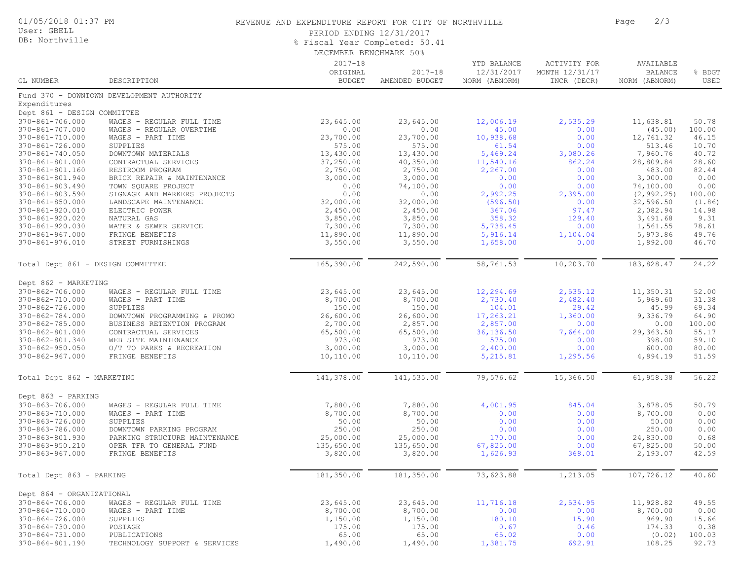REVENUE AND EXPENDITURE REPORT FOR CITY OF NORTHVILLE

PERIOD ENDING 12/31/2017

% Fiscal Year Completed: 50.41

DECEMBER BENCHMARK 50%

| GL NUMBER | DESCRIPTION | 2017-18 ORIGINAL BUDGET | 2017-18 AMENDED BUDGET | YTD BALANCE 12/31/2017 NORM (ABNORM) | ACTIVITY FOR MONTH 12/31/17 INCR (DECR) | AVAILABLE BALANCE NORM (ABNORM) | % BDGT USED |
|---|---|---|---|---|---|---|---|
| Fund 370 - DOWNTOWN DEVELOPMENT AUTHORITY | | | | | | | |
| Expenditures | | | | | | | |
| Dept 861 - DESIGN COMMITTEE | | | | | | | |
| 370-861-706.000 | WAGES - REGULAR FULL TIME | 23,645.00 | 23,645.00 | 12,006.19 | 2,535.29 | 11,638.81 | 50.78 |
| 370-861-707.000 | WAGES - REGULAR OVERTIME | 0.00 | 0.00 | 45.00 | 0.00 | (45.00) | 100.00 |
| 370-861-710.000 | WAGES - PART TIME | 23,700.00 | 23,700.00 | 10,938.68 | 0.00 | 12,761.32 | 46.15 |
| 370-861-726.000 | SUPPLIES | 575.00 | 575.00 | 61.54 | 0.00 | 513.46 | 10.70 |
| 370-861-740.050 | DOWNTOWN MATERIALS | 13,430.00 | 13,430.00 | 5,469.24 | 3,080.26 | 7,960.76 | 40.72 |
| 370-861-801.000 | CONTRACTUAL SERVICES | 37,250.00 | 40,350.00 | 11,540.16 | 862.24 | 28,809.84 | 28.60 |
| 370-861-801.160 | RESTROOM PROGRAM | 2,750.00 | 2,750.00 | 2,267.00 | 0.00 | 483.00 | 82.44 |
| 370-861-801.940 | BRICK REPAIR & MAINTENANCE | 3,000.00 | 3,000.00 | 0.00 | 0.00 | 3,000.00 | 0.00 |
| 370-861-803.490 | TOWN SQUARE PROJECT | 0.00 | 74,100.00 | 0.00 | 0.00 | 74,100.00 | 0.00 |
| 370-861-803.590 | SIGNAGE AND MARKERS PROJECTS | 0.00 | 0.00 | 2,992.25 | 2,395.00 | (2,992.25) | 100.00 |
| 370-861-850.000 | LANDSCAPE MAINTENANCE | 32,000.00 | 32,000.00 | (596.50) | 0.00 | 32,596.50 | (1.86) |
| 370-861-920.010 | ELECTRIC POWER | 2,450.00 | 2,450.00 | 367.06 | 97.47 | 2,082.94 | 14.98 |
| 370-861-920.020 | NATURAL GAS | 3,850.00 | 3,850.00 | 358.32 | 129.40 | 3,491.68 | 9.31 |
| 370-861-920.030 | WATER & SEWER SERVICE | 7,300.00 | 7,300.00 | 5,738.45 | 0.00 | 1,561.55 | 78.61 |
| 370-861-967.000 | FRINGE BENEFITS | 11,890.00 | 11,890.00 | 5,916.14 | 1,104.04 | 5,973.86 | 49.76 |
| 370-861-976.010 | STREET FURNISHINGS | 3,550.00 | 3,550.00 | 1,658.00 | 0.00 | 1,892.00 | 46.70 |
| Total Dept 861 - DESIGN COMMITTEE | | 165,390.00 | 242,590.00 | 58,761.53 | 10,203.70 | 183,828.47 | 24.22 |
| Dept 862 - MARKETING | | | | | | | |
| 370-862-706.000 | WAGES - REGULAR FULL TIME | 23,645.00 | 23,645.00 | 12,294.69 | 2,535.12 | 11,350.31 | 52.00 |
| 370-862-710.000 | WAGES - PART TIME | 8,700.00 | 8,700.00 | 2,730.40 | 2,482.40 | 5,969.60 | 31.38 |
| 370-862-726.000 | SUPPLIES | 150.00 | 150.00 | 104.01 | 29.42 | 45.99 | 69.34 |
| 370-862-784.000 | DOWNTOWN PROGRAMMING & PROMO | 26,600.00 | 26,600.00 | 17,263.21 | 1,360.00 | 9,336.79 | 64.90 |
| 370-862-785.000 | BUSINESS RETENTION PROGRAM | 2,700.00 | 2,857.00 | 2,857.00 | 0.00 | 0.00 | 100.00 |
| 370-862-801.000 | CONTRACTUAL SERVICES | 65,500.00 | 65,500.00 | 36,136.50 | 7,664.00 | 29,363.50 | 55.17 |
| 370-862-801.340 | WEB SITE MAINTENANCE | 973.00 | 973.00 | 575.00 | 0.00 | 398.00 | 59.10 |
| 370-862-950.050 | O/T TO PARKS & RECREATION | 3,000.00 | 3,000.00 | 2,400.00 | 0.00 | 600.00 | 80.00 |
| 370-862-967.000 | FRINGE BENEFITS | 10,110.00 | 10,110.00 | 5,215.81 | 1,295.56 | 4,894.19 | 51.59 |
| Total Dept 862 - MARKETING | | 141,378.00 | 141,535.00 | 79,576.62 | 15,366.50 | 61,958.38 | 56.22 |
| Dept 863 - PARKING | | | | | | | |
| 370-863-706.000 | WAGES - REGULAR FULL TIME | 7,880.00 | 7,880.00 | 4,001.95 | 845.04 | 3,878.05 | 50.79 |
| 370-863-710.000 | WAGES - PART TIME | 8,700.00 | 8,700.00 | 0.00 | 0.00 | 8,700.00 | 0.00 |
| 370-863-726.000 | SUPPLIES | 50.00 | 50.00 | 0.00 | 0.00 | 50.00 | 0.00 |
| 370-863-786.000 | DOWNTOWN PARKING PROGRAM | 250.00 | 250.00 | 0.00 | 0.00 | 250.00 | 0.00 |
| 370-863-801.930 | PARKING STRUCTURE MAINTENANCE | 25,000.00 | 25,000.00 | 170.00 | 0.00 | 24,830.00 | 0.68 |
| 370-863-950.210 | OPER TFR TO GENERAL FUND | 135,650.00 | 135,650.00 | 67,825.00 | 0.00 | 67,825.00 | 50.00 |
| 370-863-967.000 | FRINGE BENEFITS | 3,820.00 | 3,820.00 | 1,626.93 | 368.01 | 2,193.07 | 42.59 |
| Total Dept 863 - PARKING | | 181,350.00 | 181,350.00 | 73,623.88 | 1,213.05 | 107,726.12 | 40.60 |
| Dept 864 - ORGANIZATIONAL | | | | | | | |
| 370-864-706.000 | WAGES - REGULAR FULL TIME | 23,645.00 | 23,645.00 | 11,716.18 | 2,534.95 | 11,928.82 | 49.55 |
| 370-864-710.000 | WAGES - PART TIME | 8,700.00 | 8,700.00 | 0.00 | 0.00 | 8,700.00 | 0.00 |
| 370-864-726.000 | SUPPLIES | 1,150.00 | 1,150.00 | 180.10 | 15.90 | 969.90 | 15.66 |
| 370-864-730.000 | POSTAGE | 175.00 | 175.00 | 0.67 | 0.46 | 174.33 | 0.38 |
| 370-864-731.000 | PUBLICATIONS | 65.00 | 65.00 | 65.02 | 0.00 | (0.02) | 100.03 |
| 370-864-801.190 | TECHNOLOGY SUPPORT & SERVICES | 1,490.00 | 1,490.00 | 1,381.75 | 692.91 | 108.25 | 92.73 |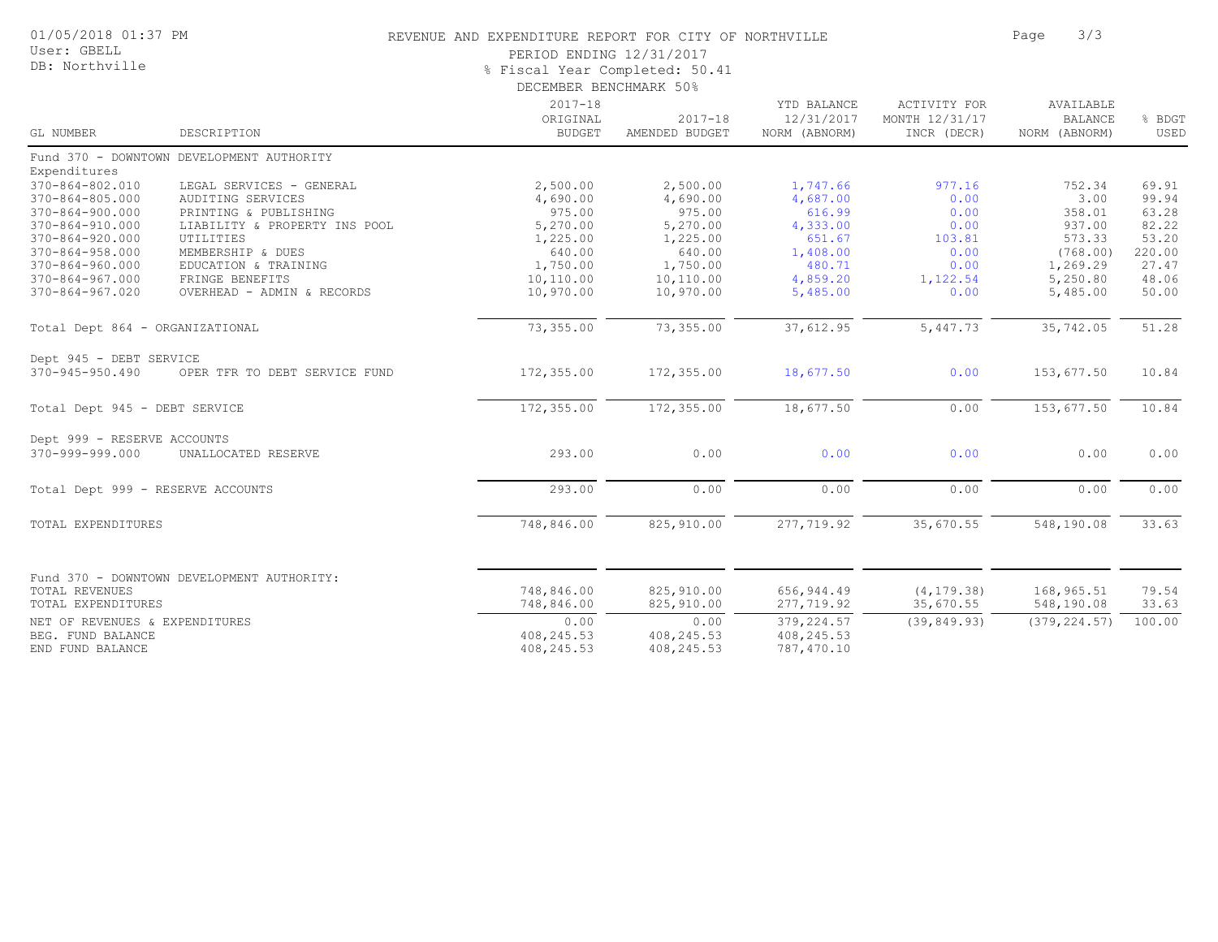# REVENUE AND EXPENDITURE REPORT FOR CITY OF NORTHVILLE

PERIOD ENDING 12/31/2017

% Fiscal Year Completed: 50.41

DECEMBER BENCHMARK 50%

| GL NUMBER | DESCRIPTION | 2017-18 ORIGINAL BUDGET | 2017-18 AMENDED BUDGET | YTD BALANCE 12/31/2017 NORM (ABNORM) | ACTIVITY FOR MONTH 12/31/17 INCR (DECR) | AVAILABLE BALANCE NORM (ABNORM) | % BDGT USED |
|---|---|---|---|---|---|---|---|
| Fund 370 - DOWNTOWN DEVELOPMENT AUTHORITY | | | | | | | |
| Expenditures | | | | | | | |
| 370-864-802.010 | LEGAL SERVICES - GENERAL | 2,500.00 | 2,500.00 | 1,747.66 | 977.16 | 752.34 | 69.91 |
| 370-864-805.000 | AUDITING SERVICES | 4,690.00 | 4,690.00 | 4,687.00 | 0.00 | 3.00 | 99.94 |
| 370-864-900.000 | PRINTING & PUBLISHING | 975.00 | 975.00 | 616.99 | 0.00 | 358.01 | 63.28 |
| 370-864-910.000 | LIABILITY & PROPERTY INS POOL | 5,270.00 | 5,270.00 | 4,333.00 | 0.00 | 937.00 | 82.22 |
| 370-864-920.000 | UTILITIES | 1,225.00 | 1,225.00 | 651.67 | 103.81 | 573.33 | 53.20 |
| 370-864-958.000 | MEMBERSHIP & DUES | 640.00 | 640.00 | 1,408.00 | 0.00 | (768.00) | 220.00 |
| 370-864-960.000 | EDUCATION & TRAINING | 1,750.00 | 1,750.00 | 480.71 | 0.00 | 1,269.29 | 27.47 |
| 370-864-967.000 | FRINGE BENEFITS | 10,110.00 | 10,110.00 | 4,859.20 | 1,122.54 | 5,250.80 | 48.06 |
| 370-864-967.020 | OVERHEAD - ADMIN & RECORDS | 10,970.00 | 10,970.00 | 5,485.00 | 0.00 | 5,485.00 | 50.00 |
| Total Dept 864 - ORGANIZATIONAL | | 73,355.00 | 73,355.00 | 37,612.95 | 5,447.73 | 35,742.05 | 51.28 |
| Dept 945 - DEBT SERVICE | | | | | | | |
| 370-945-950.490 | OPER TFR TO DEBT SERVICE FUND | 172,355.00 | 172,355.00 | 18,677.50 | 0.00 | 153,677.50 | 10.84 |
| Total Dept 945 - DEBT SERVICE | | 172,355.00 | 172,355.00 | 18,677.50 | 0.00 | 153,677.50 | 10.84 |
| Dept 999 - RESERVE ACCOUNTS | | | | | | | |
| 370-999-999.000 | UNALLOCATED RESERVE | 293.00 | 0.00 | 0.00 | 0.00 | 0.00 | 0.00 |
| Total Dept 999 - RESERVE ACCOUNTS | | 293.00 | 0.00 | 0.00 | 0.00 | 0.00 | 0.00 |
| TOTAL EXPENDITURES | | 748,846.00 | 825,910.00 | 277,719.92 | 35,670.55 | 548,190.08 | 33.63 |
| Fund 370 - DOWNTOWN DEVELOPMENT AUTHORITY: | | | | | | | |
| TOTAL REVENUES | | 748,846.00 | 825,910.00 | 656,944.49 | (4,179.38) | 168,965.51 | 79.54 |
| TOTAL EXPENDITURES | | 748,846.00 | 825,910.00 | 277,719.92 | 35,670.55 | 548,190.08 | 33.63 |
| NET OF REVENUES & EXPENDITURES | | 0.00 | 0.00 | 379,224.57 | (39,849.93) | (379,224.57) | 100.00 |
| BEG. FUND BALANCE | | 408,245.53 | 408,245.53 | 408,245.53 | | | |
| END FUND BALANCE | | 408,245.53 | 408,245.53 | 787,470.10 | | | |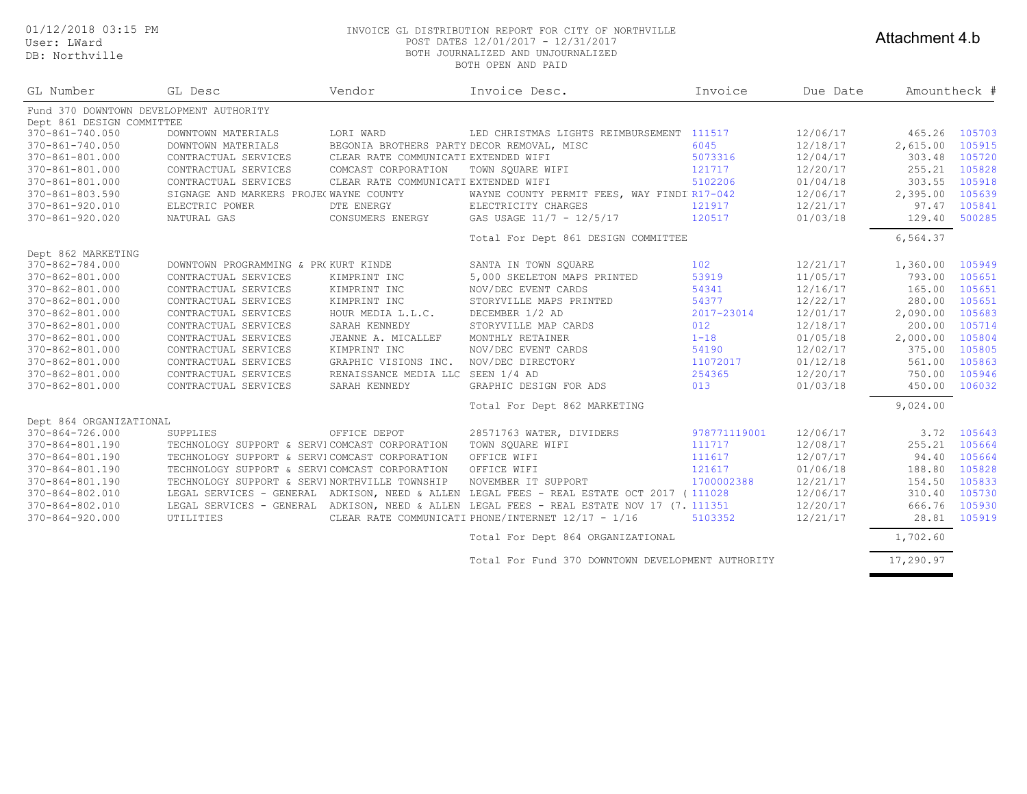01/12/2018 03:15 PM
User: LWard
DB: Northville

INVOICE GL DISTRIBUTION REPORT FOR CITY OF NORTHVILLE
POST DATES 12/01/2017 - 12/31/2017
BOTH JOURNALIZED AND UNJOURNALIZED
BOTH OPEN AND PAID

Attachment 4.b

| GL Number | GL Desc | Vendor | Invoice Desc. | Invoice | Due Date | Amount | Check # |
|---|---|---|---|---|---|---|---|
| Fund 370 DOWNTOWN DEVELOPMENT AUTHORITY | | | | | | | |
| Dept 861 DESIGN COMMITTEE | | | | | | | |
| 370-861-740.050 | DOWNTOWN MATERIALS | LORI WARD | LED CHRISTMAS LIGHTS REIMBURSEMENT | 111517 | 12/06/17 | 465.26 | 105703 |
| 370-861-740.050 | DOWNTOWN MATERIALS | BEGONIA BROTHERS PARTY | DECOR REMOVAL, MISC | 6045 | 12/18/17 | 2,615.00 | 105915 |
| 370-861-801.000 | CONTRACTUAL SERVICES | CLEAR RATE COMMUNICATI | EXTENDED WIFI | 5073316 | 12/04/17 | 303.48 | 105720 |
| 370-861-801.000 | CONTRACTUAL SERVICES | COMCAST CORPORATION | TOWN SQUARE WIFI | 121717 | 12/20/17 | 255.21 | 105828 |
| 370-861-801.000 | CONTRACTUAL SERVICES | CLEAR RATE COMMUNICATI | EXTENDED WIFI | 5102206 | 01/04/18 | 303.55 | 105918 |
| 370-861-803.590 | SIGNAGE AND MARKERS PROJE( | WAYNE COUNTY | WAYNE COUNTY PERMIT FEES, WAY FINDI | R17-042 | 12/06/17 | 2,395.00 | 105639 |
| 370-861-920.010 | ELECTRIC POWER | DTE ENERGY | ELECTRICITY CHARGES | 121917 | 12/21/17 | 97.47 | 105841 |
| 370-861-920.020 | NATURAL GAS | CONSUMERS ENERGY | GAS USAGE 11/7 - 12/5/17 | 120517 | 01/03/18 | 129.40 | 500285 |
| | | | Total For Dept 861 DESIGN COMMITTEE | | | 6,564.37 | |
| Dept 862 MARKETING | | | | | | | |
| 370-862-784.000 | DOWNTOWN PROGRAMMING & PR( | KURT KINDE | SANTA IN TOWN SQUARE | 102 | 12/21/17 | 1,360.00 | 105949 |
| 370-862-801.000 | CONTRACTUAL SERVICES | KIMPRINT INC | 5,000 SKELETON MAPS PRINTED | 53919 | 11/05/17 | 793.00 | 105651 |
| 370-862-801.000 | CONTRACTUAL SERVICES | KIMPRINT INC | NOV/DEC EVENT CARDS | 54341 | 12/16/17 | 165.00 | 105651 |
| 370-862-801.000 | CONTRACTUAL SERVICES | KIMPRINT INC | STORYVILLE MAPS PRINTED | 54377 | 12/22/17 | 280.00 | 105651 |
| 370-862-801.000 | CONTRACTUAL SERVICES | HOUR MEDIA L.L.C. | DECEMBER 1/2 AD | 2017-23014 | 12/01/17 | 2,090.00 | 105683 |
| 370-862-801.000 | CONTRACTUAL SERVICES | SARAH KENNEDY | STORYVILLE MAP CARDS | 012 | 12/18/17 | 200.00 | 105714 |
| 370-862-801.000 | CONTRACTUAL SERVICES | JEANNE A. MICALLEF | MONTHLY RETAINER | 1-18 | 01/05/18 | 2,000.00 | 105804 |
| 370-862-801.000 | CONTRACTUAL SERVICES | KIMPRINT INC | NOV/DEC EVENT CARDS | 54190 | 12/02/17 | 375.00 | 105805 |
| 370-862-801.000 | CONTRACTUAL SERVICES | GRAPHIC VISIONS INC. | NOV/DEC DIRECTORY | 11072017 | 01/12/18 | 561.00 | 105863 |
| 370-862-801.000 | CONTRACTUAL SERVICES | RENAISSANCE MEDIA LLC | SEEN 1/4 AD | 254365 | 12/20/17 | 750.00 | 105946 |
| 370-862-801.000 | CONTRACTUAL SERVICES | SARAH KENNEDY | GRAPHIC DESIGN FOR ADS | 013 | 01/03/18 | 450.00 | 106032 |
| | | | Total For Dept 862 MARKETING | | | 9,024.00 | |
| Dept 864 ORGANIZATIONAL | | | | | | | |
| 370-864-726.000 | SUPPLIES | OFFICE DEPOT | 28571763 WATER, DIVIDERS | 978771119001 | 12/06/17 | 3.72 | 105643 |
| 370-864-801.190 | TECHNOLOGY SUPPORT & SERVI | COMCAST CORPORATION | TOWN SQUARE WIFI | 111717 | 12/08/17 | 255.21 | 105664 |
| 370-864-801.190 | TECHNOLOGY SUPPORT & SERVI | COMCAST CORPORATION | OFFICE WIFI | 111617 | 12/07/17 | 94.40 | 105664 |
| 370-864-801.190 | TECHNOLOGY SUPPORT & SERVI | COMCAST CORPORATION | OFFICE WIFI | 121617 | 01/06/18 | 188.80 | 105828 |
| 370-864-801.190 | TECHNOLOGY SUPPORT & SERVI | NORTHVILLE TOWNSHIP | NOVEMBER IT SUPPORT | 1700002388 | 12/21/17 | 154.50 | 105833 |
| 370-864-802.010 | LEGAL SERVICES - GENERAL | ADKISON, NEED & ALLEN | LEGAL FEES - REAL ESTATE OCT 2017 ( | 111028 | 12/06/17 | 310.40 | 105730 |
| 370-864-802.010 | LEGAL SERVICES - GENERAL | ADKISON, NEED & ALLEN | LEGAL FEES - REAL ESTATE NOV 17 (7. | 111351 | 12/20/17 | 666.76 | 105930 |
| 370-864-920.000 | UTILITIES | CLEAR RATE COMMUNICATI | PHONE/INTERNET 12/17 - 1/16 | 5103352 | 12/21/17 | 28.81 | 105919 |
| | | | Total For Dept 864 ORGANIZATIONAL | | | 1,702.60 | |
| | | | Total For Fund 370 DOWNTOWN DEVELOPMENT AUTHORITY | | | 17,290.97 | |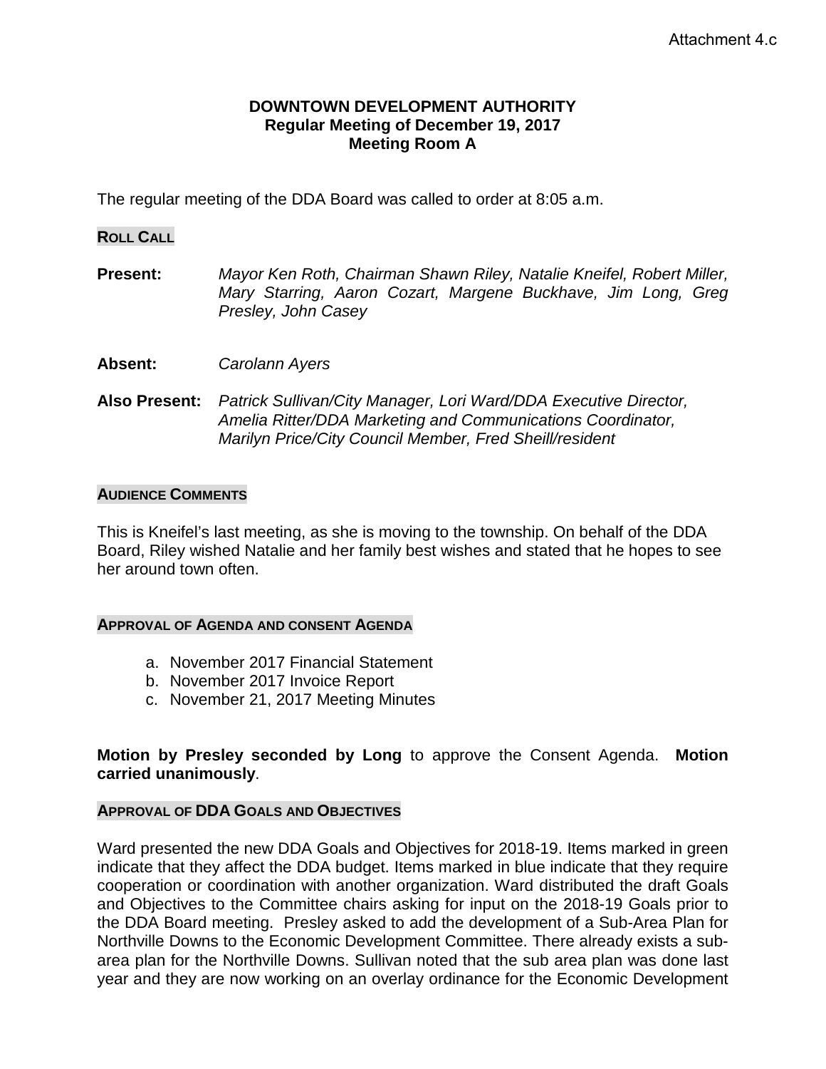Attachment 4.c

**DOWNTOWN DEVELOPMENT AUTHORITY**
**Regular Meeting of December 19, 2017**
**Meeting Room A**

The regular meeting of the DDA Board was called to order at 8:05 a.m.

**ROLL CALL**

**Present:** *Mayor Ken Roth, Chairman Shawn Riley, Natalie Kneifel, Robert Miller, Mary Starring, Aaron Cozart, Margene Buckhave, Jim Long, Greg Presley, John Casey*

**Absent:** *Carolann Ayers*

**Also Present:** *Patrick Sullivan/City Manager, Lori Ward/DDA Executive Director, Amelia Ritter/DDA Marketing and Communications Coordinator, Marilyn Price/City Council Member, Fred Sheill/resident*

**AUDIENCE COMMENTS**

This is Kneifel's last meeting, as she is moving to the township. On behalf of the DDA Board, Riley wished Natalie and her family best wishes and stated that he hopes to see her around town often.

**APPROVAL OF AGENDA AND CONSENT AGENDA**

a. November 2017 Financial Statement
b. November 2017 Invoice Report
c. November 21, 2017 Meeting Minutes

**Motion by Presley seconded by Long** to approve the Consent Agenda. **Motion carried unanimously**.

**APPROVAL OF DDA GOALS AND OBJECTIVES**

Ward presented the new DDA Goals and Objectives for 2018-19. Items marked in green indicate that they affect the DDA budget. Items marked in blue indicate that they require cooperation or coordination with another organization. Ward distributed the draft Goals and Objectives to the Committee chairs asking for input on the 2018-19 Goals prior to the DDA Board meeting. Presley asked to add the development of a Sub-Area Plan for Northville Downs to the Economic Development Committee. There already exists a sub-area plan for the Northville Downs. Sullivan noted that the sub area plan was done last year and they are now working on an overlay ordinance for the Economic Development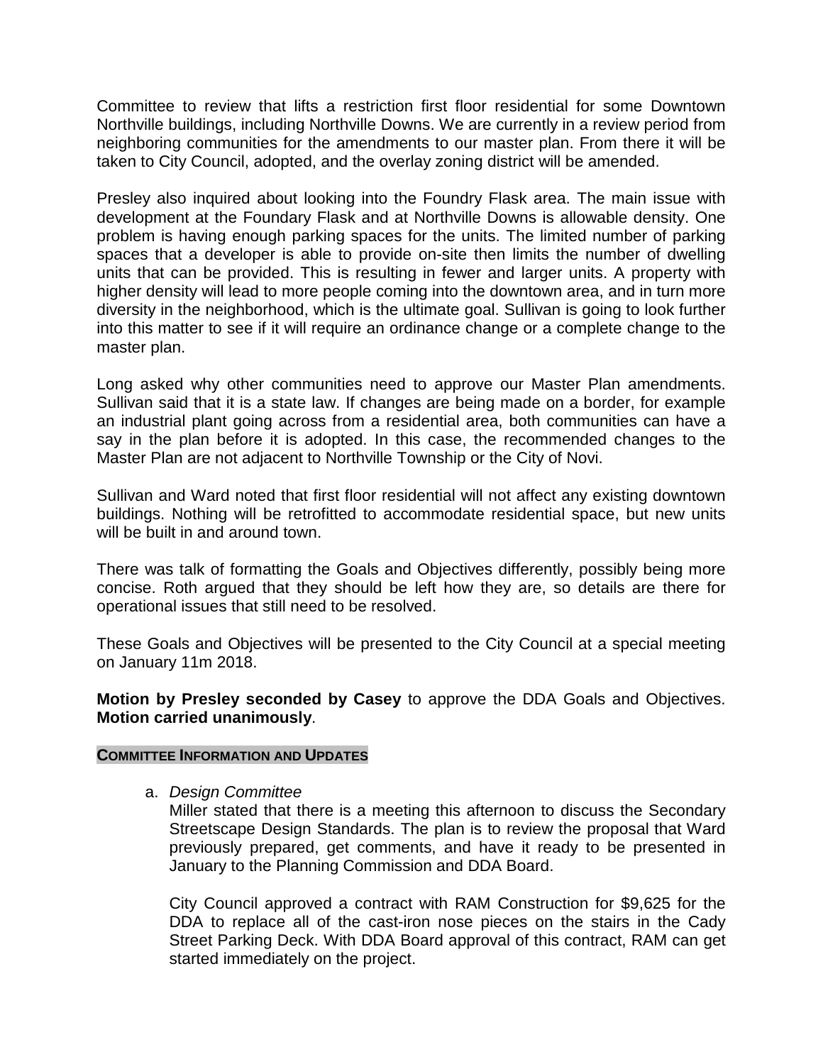Committee to review that lifts a restriction first floor residential for some Downtown Northville buildings, including Northville Downs. We are currently in a review period from neighboring communities for the amendments to our master plan. From there it will be taken to City Council, adopted, and the overlay zoning district will be amended.

Presley also inquired about looking into the Foundry Flask area. The main issue with development at the Foundary Flask and at Northville Downs is allowable density. One problem is having enough parking spaces for the units. The limited number of parking spaces that a developer is able to provide on-site then limits the number of dwelling units that can be provided. This is resulting in fewer and larger units. A property with higher density will lead to more people coming into the downtown area, and in turn more diversity in the neighborhood, which is the ultimate goal. Sullivan is going to look further into this matter to see if it will require an ordinance change or a complete change to the master plan.

Long asked why other communities need to approve our Master Plan amendments. Sullivan said that it is a state law. If changes are being made on a border, for example an industrial plant going across from a residential area, both communities can have a say in the plan before it is adopted. In this case, the recommended changes to the Master Plan are not adjacent to Northville Township or the City of Novi.

Sullivan and Ward noted that first floor residential will not affect any existing downtown buildings. Nothing will be retrofitted to accommodate residential space, but new units will be built in and around town.

There was talk of formatting the Goals and Objectives differently, possibly being more concise. Roth argued that they should be left how they are, so details are there for operational issues that still need to be resolved.

These Goals and Objectives will be presented to the City Council at a special meeting on January 11m 2018.

**Motion by Presley seconded by Casey** to approve the DDA Goals and Objectives. **Motion carried unanimously**.

## COMMITTEE INFORMATION AND UPDATES

a. *Design Committee*

   Miller stated that there is a meeting this afternoon to discuss the Secondary Streetscape Design Standards. The plan is to review the proposal that Ward previously prepared, get comments, and have it ready to be presented in January to the Planning Commission and DDA Board.

   City Council approved a contract with RAM Construction for $9,625 for the DDA to replace all of the cast-iron nose pieces on the stairs in the Cady Street Parking Deck. With DDA Board approval of this contract, RAM can get started immediately on the project.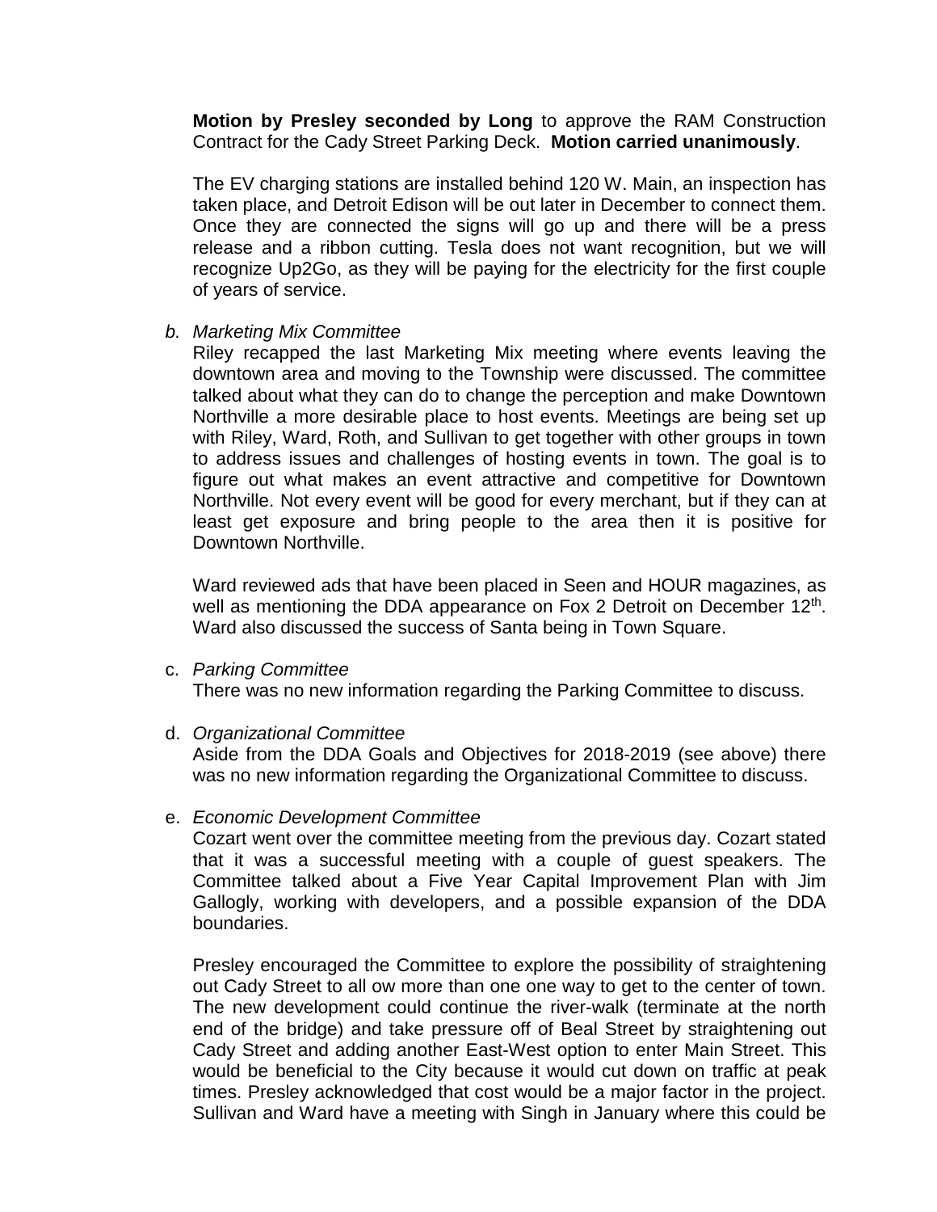**Motion by Presley seconded by Long** to approve the RAM Construction Contract for the Cady Street Parking Deck. **Motion carried unanimously**.

The EV charging stations are installed behind 120 W. Main, an inspection has taken place, and Detroit Edison will be out later in December to connect them. Once they are connected the signs will go up and there will be a press release and a ribbon cutting. Tesla does not want recognition, but we will recognize Up2Go, as they will be paying for the electricity for the first couple of years of service.

b. *Marketing Mix Committee*

Riley recapped the last Marketing Mix meeting where events leaving the downtown area and moving to the Township were discussed. The committee talked about what they can do to change the perception and make Downtown Northville a more desirable place to host events. Meetings are being set up with Riley, Ward, Roth, and Sullivan to get together with other groups in town to address issues and challenges of hosting events in town. The goal is to figure out what makes an event attractive and competitive for Downtown Northville. Not every event will be good for every merchant, but if they can at least get exposure and bring people to the area then it is positive for Downtown Northville.

Ward reviewed ads that have been placed in Seen and HOUR magazines, as well as mentioning the DDA appearance on Fox 2 Detroit on December 12th. Ward also discussed the success of Santa being in Town Square.

c. *Parking Committee*

There was no new information regarding the Parking Committee to discuss.

d. *Organizational Committee*

Aside from the DDA Goals and Objectives for 2018-2019 (see above) there was no new information regarding the Organizational Committee to discuss.

e. *Economic Development Committee*

Cozart went over the committee meeting from the previous day. Cozart stated that it was a successful meeting with a couple of guest speakers. The Committee talked about a Five Year Capital Improvement Plan with Jim Gallogly, working with developers, and a possible expansion of the DDA boundaries.

Presley encouraged the Committee to explore the possibility of straightening out Cady Street to all ow more than one one way to get to the center of town. The new development could continue the river-walk (terminate at the north end of the bridge) and take pressure off of Beal Street by straightening out Cady Street and adding another East-West option to enter Main Street. This would be beneficial to the City because it would cut down on traffic at peak times. Presley acknowledged that cost would be a major factor in the project. Sullivan and Ward have a meeting with Singh in January where this could be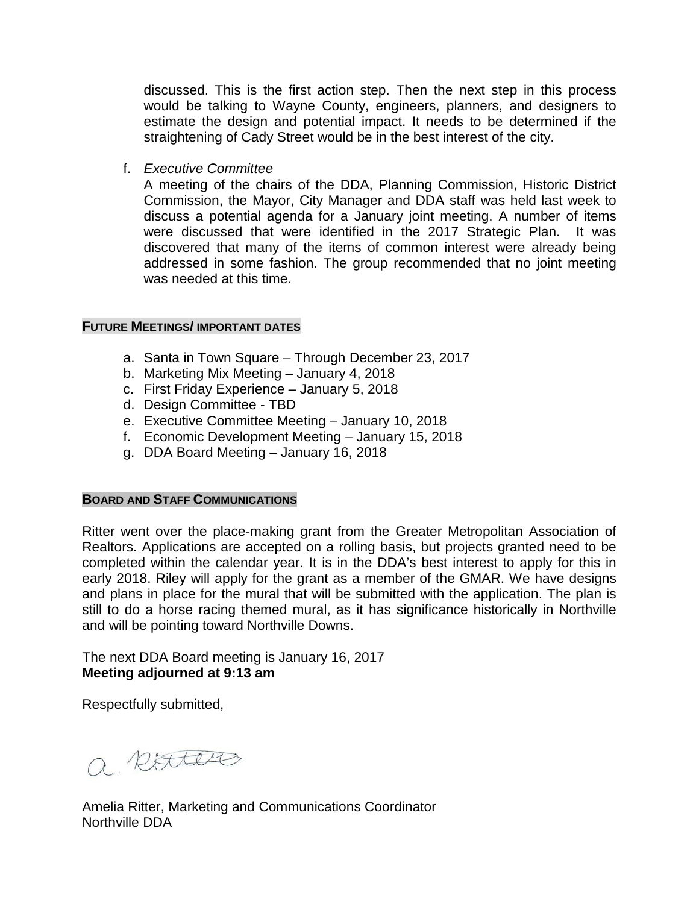discussed. This is the first action step. Then the next step in this process would be talking to Wayne County, engineers, planners, and designers to estimate the design and potential impact. It needs to be determined if the straightening of Cady Street would be in the best interest of the city.

f. *Executive Committee*

   A meeting of the chairs of the DDA, Planning Commission, Historic District Commission, the Mayor, City Manager and DDA staff was held last week to discuss a potential agenda for a January joint meeting. A number of items were discussed that were identified in the 2017 Strategic Plan. It was discovered that many of the items of common interest were already being addressed in some fashion. The group recommended that no joint meeting was needed at this time.

## FUTURE MEETINGS/ IMPORTANT DATES

a. Santa in Town Square – Through December 23, 2017
b. Marketing Mix Meeting – January 4, 2018
c. First Friday Experience – January 5, 2018
d. Design Committee - TBD
e. Executive Committee Meeting – January 10, 2018
f. Economic Development Meeting – January 15, 2018
g. DDA Board Meeting – January 16, 2018

## BOARD AND STAFF COMMUNICATIONS

Ritter went over the place-making grant from the Greater Metropolitan Association of Realtors. Applications are accepted on a rolling basis, but projects granted need to be completed within the calendar year. It is in the DDA's best interest to apply for this in early 2018. Riley will apply for the grant as a member of the GMAR. We have designs and plans in place for the mural that will be submitted with the application. The plan is still to do a horse racing themed mural, as it has significance historically in Northville and will be pointing toward Northville Downs.

The next DDA Board meeting is January 16, 2017
**Meeting adjourned at 9:13 am**

Respectfully submitted,

A. Ritter

Amelia Ritter, Marketing and Communications Coordinator
Northville DDA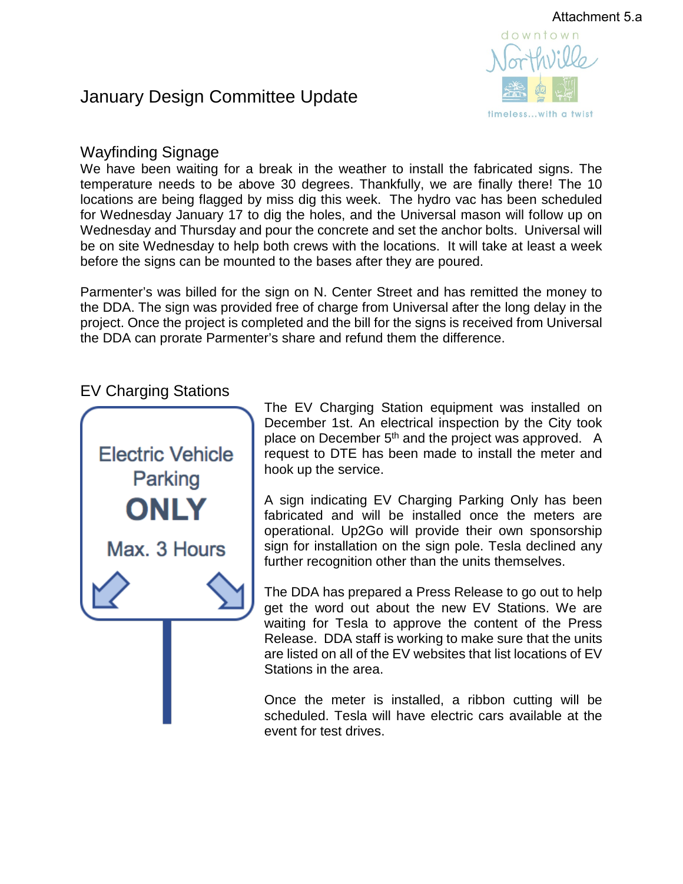Attachment 5.a

# January Design Committee Update

## Wayfinding Signage

We have been waiting for a break in the weather to install the fabricated signs. The temperature needs to be above 30 degrees. Thankfully, we are finally there! The 10 locations are being flagged by miss dig this week. The hydro vac has been scheduled for Wednesday January 17 to dig the holes, and the Universal mason will follow up on Wednesday and Thursday and pour the concrete and set the anchor bolts. Universal will be on site Wednesday to help both crews with the locations. It will take at least a week before the signs can be mounted to the bases after they are poured.

Parmenter's was billed for the sign on N. Center Street and has remitted the money to the DDA. The sign was provided free of charge from Universal after the long delay in the project. Once the project is completed and the bill for the signs is received from Universal the DDA can prorate Parmenter's share and refund them the difference.

## EV Charging Stations

Electric Vehicle Parking **ONLY** Max. 3 Hours

The EV Charging Station equipment was installed on December 1st. An electrical inspection by the City took place on December 5th and the project was approved. A request to DTE has been made to install the meter and hook up the service.

A sign indicating EV Charging Parking Only has been fabricated and will be installed once the meters are operational. Up2Go will provide their own sponsorship sign for installation on the sign pole. Tesla declined any further recognition other than the units themselves.

The DDA has prepared a Press Release to go out to help get the word out about the new EV Stations. We are waiting for Tesla to approve the content of the Press Release. DDA staff is working to make sure that the units are listed on all of the EV websites that list locations of EV Stations in the area.

Once the meter is installed, a ribbon cutting will be scheduled. Tesla will have electric cars available at the event for test drives.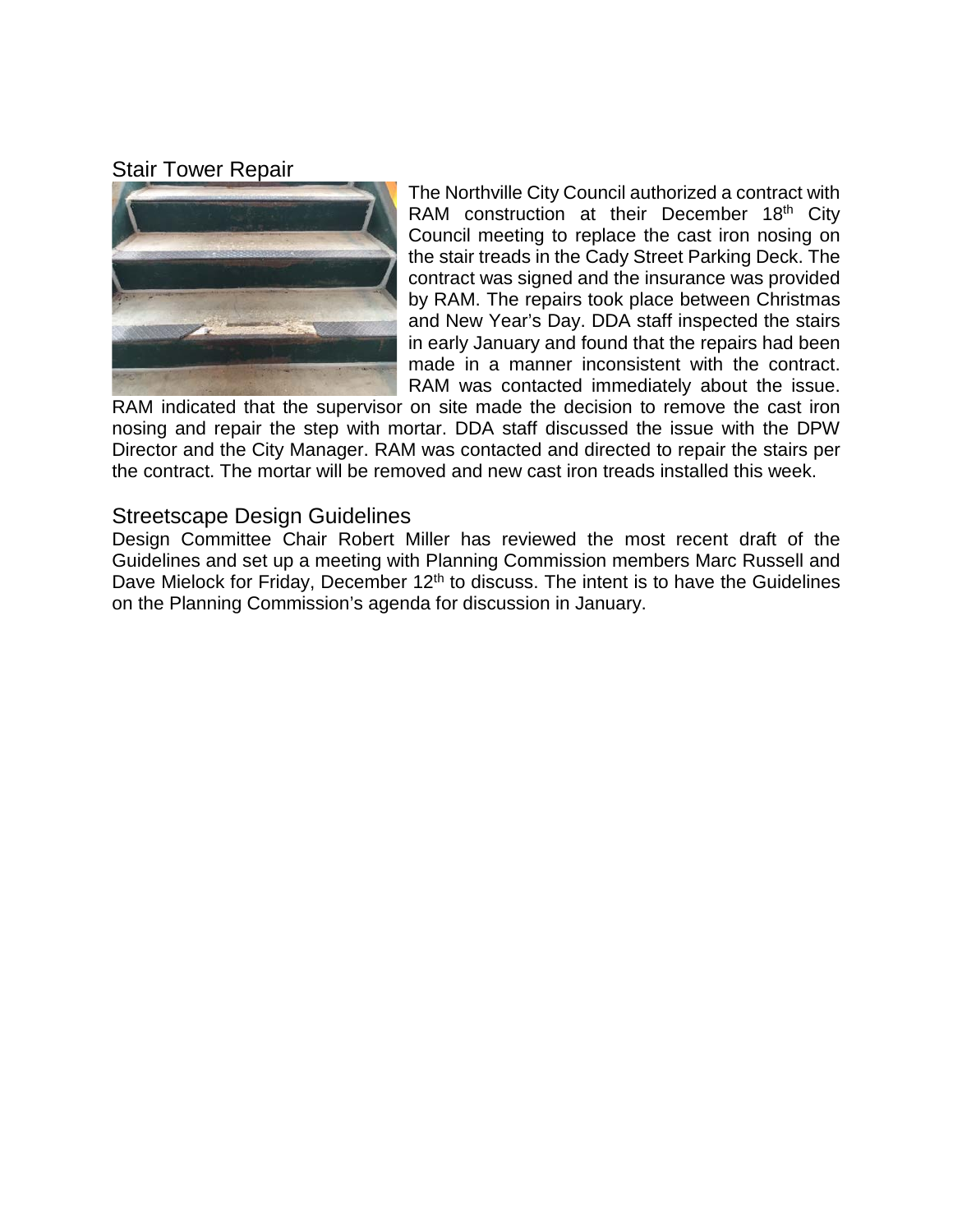## Stair Tower Repair

The Northville City Council authorized a contract with RAM construction at their December 18th City Council meeting to replace the cast iron nosing on the stair treads in the Cady Street Parking Deck. The contract was signed and the insurance was provided by RAM. The repairs took place between Christmas and New Year's Day. DDA staff inspected the stairs in early January and found that the repairs had been made in a manner inconsistent with the contract. RAM was contacted immediately about the issue. RAM indicated that the supervisor on site made the decision to remove the cast iron nosing and repair the step with mortar. DDA staff discussed the issue with the DPW Director and the City Manager. RAM was contacted and directed to repair the stairs per the contract. The mortar will be removed and new cast iron treads installed this week.

## Streetscape Design Guidelines

Design Committee Chair Robert Miller has reviewed the most recent draft of the Guidelines and set up a meeting with Planning Commission members Marc Russell and Dave Mielock for Friday, December 12th to discuss. The intent is to have the Guidelines on the Planning Commission's agenda for discussion in January.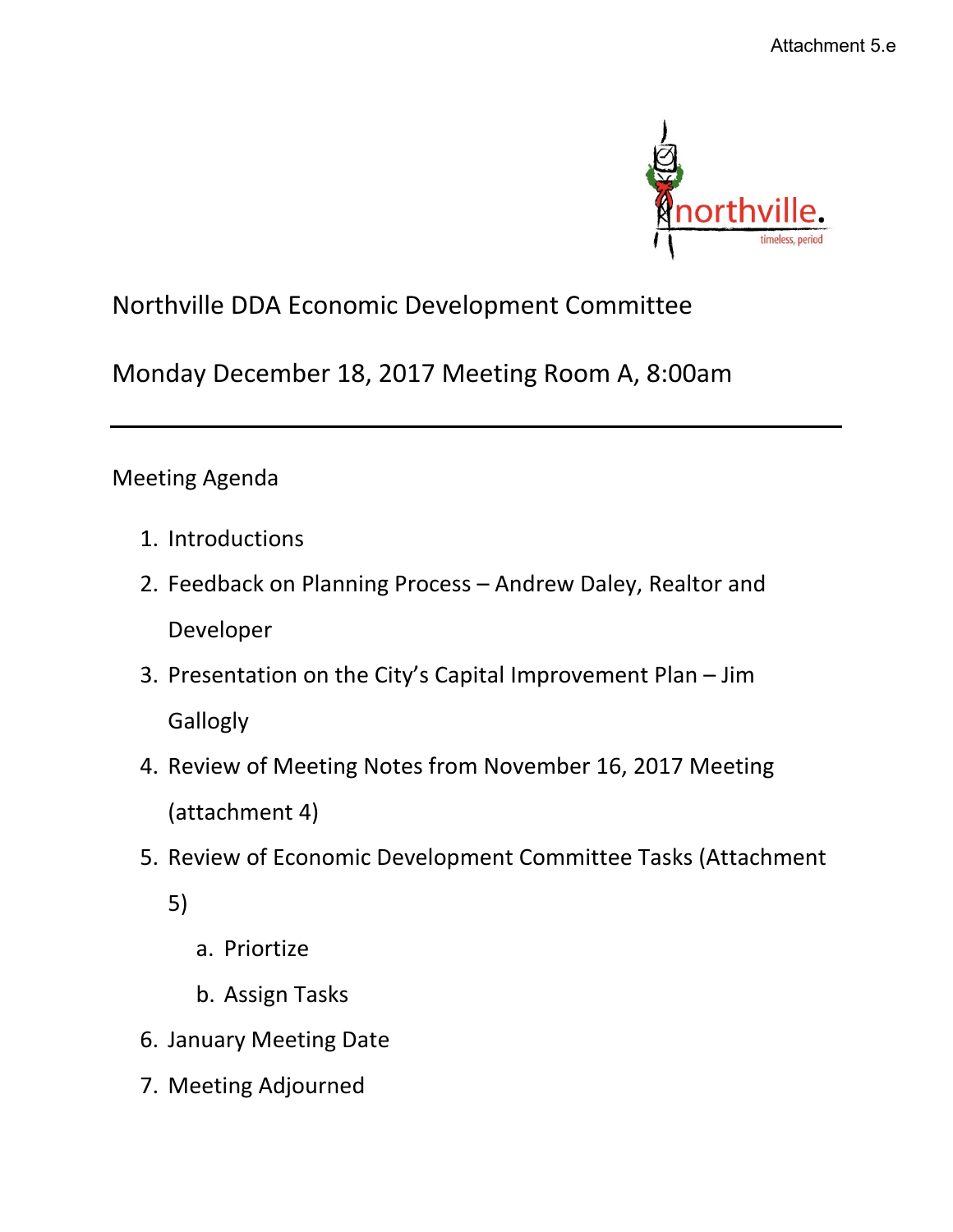Attachment 5.e

northville. timeless, period

# Northville DDA Economic Development Committee

## Monday December 18, 2017 Meeting Room A, 8:00am

---

Meeting Agenda

1. Introductions
2. Feedback on Planning Process – Andrew Daley, Realtor and Developer
3. Presentation on the City's Capital Improvement Plan – Jim Gallogly
4. Review of Meeting Notes from November 16, 2017 Meeting (attachment 4)
5. Review of Economic Development Committee Tasks (Attachment 5)
   a. Priortize
   b. Assign Tasks
6. January Meeting Date
7. Meeting Adjourned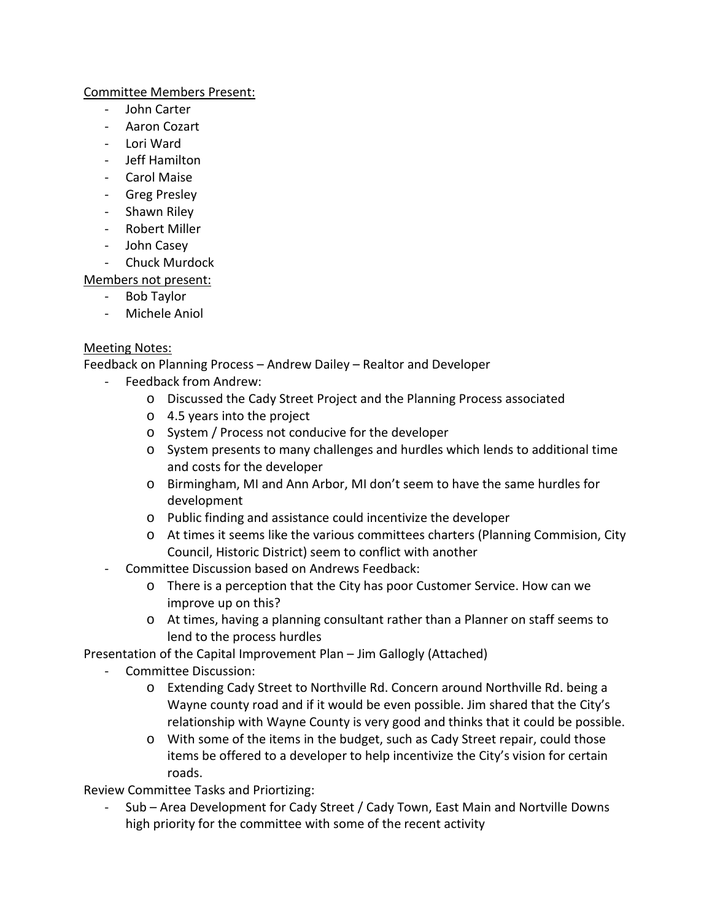Committee Members Present:

- John Carter
- Aaron Cozart
- Lori Ward
- Jeff Hamilton
- Carol Maise
- Greg Presley
- Shawn Riley
- Robert Miller
- John Casey
- Chuck Murdock

Members not present:

- Bob Taylor
- Michele Aniol

Meeting Notes:

Feedback on Planning Process – Andrew Dailey – Realtor and Developer

- Feedback from Andrew:
  - Discussed the Cady Street Project and the Planning Process associated
  - 4.5 years into the project
  - System / Process not conducive for the developer
  - System presents to many challenges and hurdles which lends to additional time and costs for the developer
  - Birmingham, MI and Ann Arbor, MI don't seem to have the same hurdles for development
  - Public finding and assistance could incentivize the developer
  - At times it seems like the various committees charters (Planning Commision, City Council, Historic District) seem to conflict with another
- Committee Discussion based on Andrews Feedback:
  - There is a perception that the City has poor Customer Service. How can we improve up on this?
  - At times, having a planning consultant rather than a Planner on staff seems to lend to the process hurdles

Presentation of the Capital Improvement Plan – Jim Gallogly (Attached)

- Committee Discussion:
  - Extending Cady Street to Northville Rd. Concern around Northville Rd. being a Wayne county road and if it would be even possible. Jim shared that the City's relationship with Wayne County is very good and thinks that it could be possible.
  - With some of the items in the budget, such as Cady Street repair, could those items be offered to a developer to help incentivize the City's vision for certain roads.

Review Committee Tasks and Priortizing:

- Sub – Area Development for Cady Street / Cady Town, East Main and Nortville Downs high priority for the committee with some of the recent activity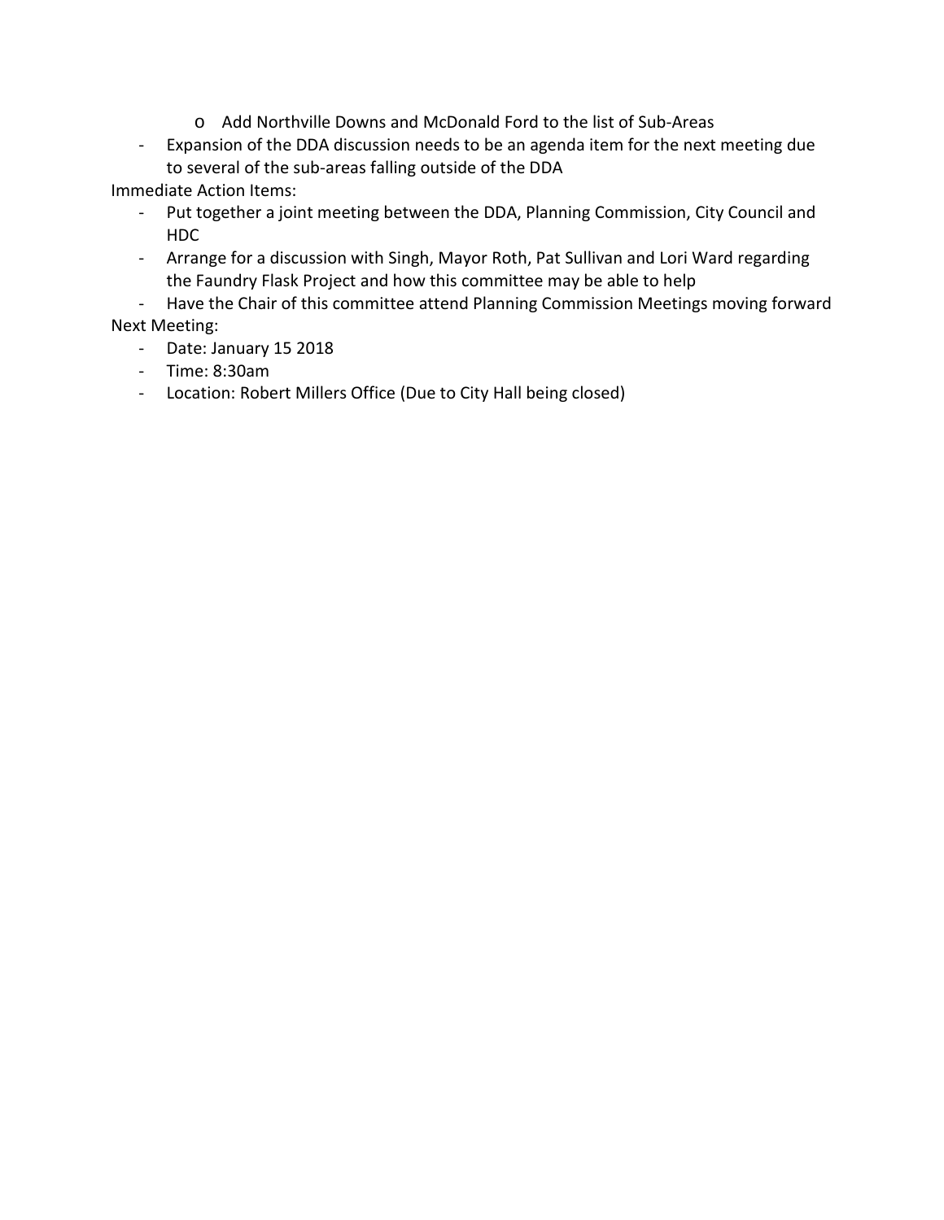- Add Northville Downs and McDonald Ford to the list of Sub-Areas
- Expansion of the DDA discussion needs to be an agenda item for the next meeting due to several of the sub-areas falling outside of the DDA

Immediate Action Items:

- Put together a joint meeting between the DDA, Planning Commission, City Council and HDC
- Arrange for a discussion with Singh, Mayor Roth, Pat Sullivan and Lori Ward regarding the Faundry Flask Project and how this committee may be able to help
- Have the Chair of this committee attend Planning Commission Meetings moving forward

Next Meeting:

- Date: January 15 2018
- Time: 8:30am
- Location: Robert Millers Office (Due to City Hall being closed)